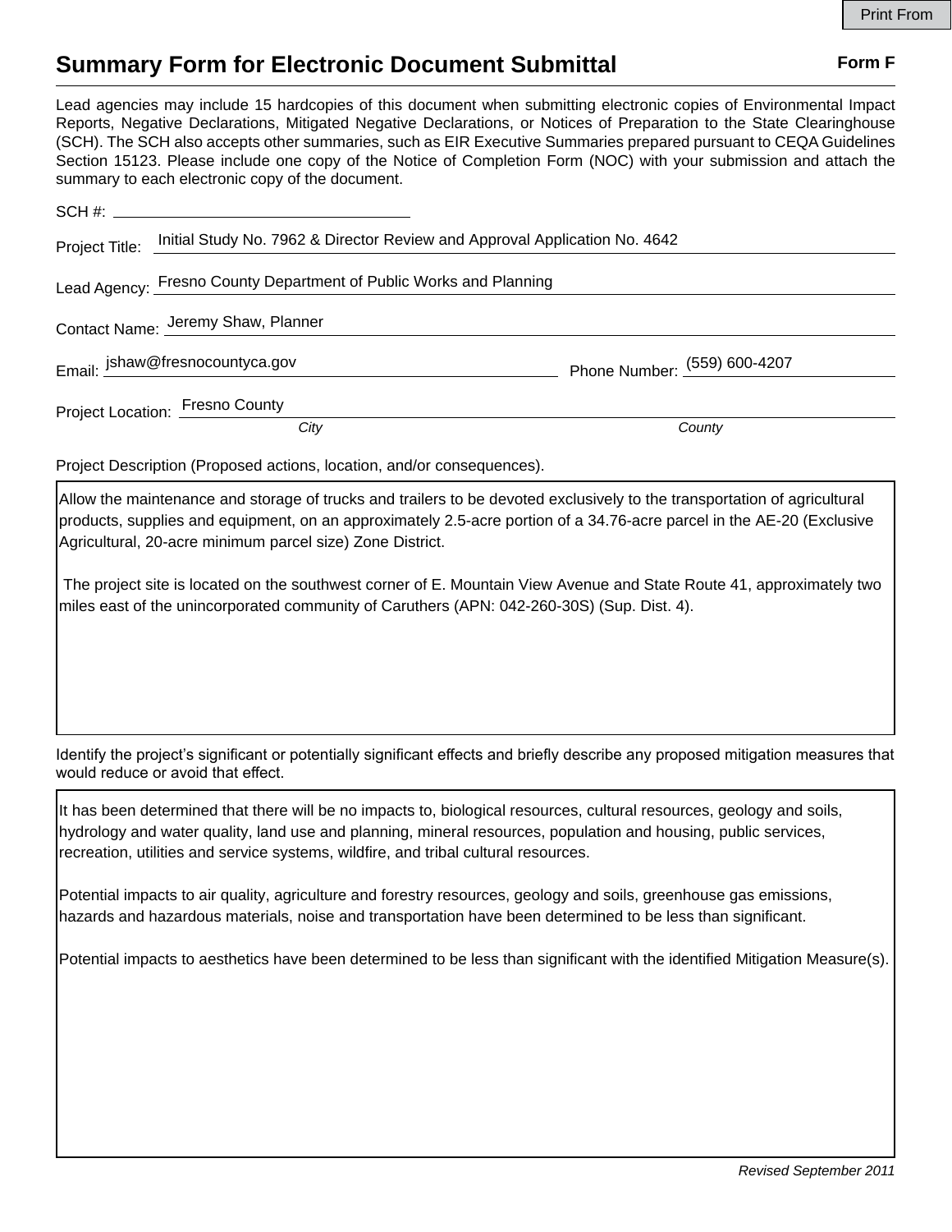Print From

# Summary Form for Electronic Document Submittal

**Form F**

Lead agencies may include 15 hardcopies of this document when submitting electronic copies of Environmental Impact Reports, Negative Declarations, Mitigated Negative Declarations, or Notices of Preparation to the State Clearinghouse (SCH). The SCH also accepts other summaries, such as EIR Executive Summaries prepared pursuant to CEQA Guidelines Section 15123. Please include one copy of the Notice of Completion Form (NOC) with your submission and attach the summary to each electronic copy of the document.

SCH #: 

Project Title: Initial Study No. 7962 & Director Review and Approval Application No. 4642

Lead Agency: Fresno County Department of Public Works and Planning

Contact Name: Jeremy Shaw, Planner

Email: jshaw@fresnocountyca.gov

Phone Number: (559) 600-4207

Project Location: Fresno County

*City* *County*

Project Description (Proposed actions, location, and/or consequences).

Allow the maintenance and storage of trucks and trailers to be devoted exclusively to the transportation of agricultural products, supplies and equipment, on an approximately 2.5-acre portion of a 34.76-acre parcel in the AE-20 (Exclusive Agricultural, 20-acre minimum parcel size) Zone District.

The project site is located on the southwest corner of E. Mountain View Avenue and State Route 41, approximately two miles east of the unincorporated community of Caruthers (APN: 042-260-30S) (Sup. Dist. 4).

Identify the project's significant or potentially significant effects and briefly describe any proposed mitigation measures that would reduce or avoid that effect.

It has been determined that there will be no impacts to, biological resources, cultural resources, geology and soils, hydrology and water quality, land use and planning, mineral resources, population and housing, public services, recreation, utilities and service systems, wildfire, and tribal cultural resources.

Potential impacts to air quality, agriculture and forestry resources, geology and soils, greenhouse gas emissions, hazards and hazardous materials, noise and transportation have been determined to be less than significant.

Potential impacts to aesthetics have been determined to be less than significant with the identified Mitigation Measure(s).

*Revised September 2011*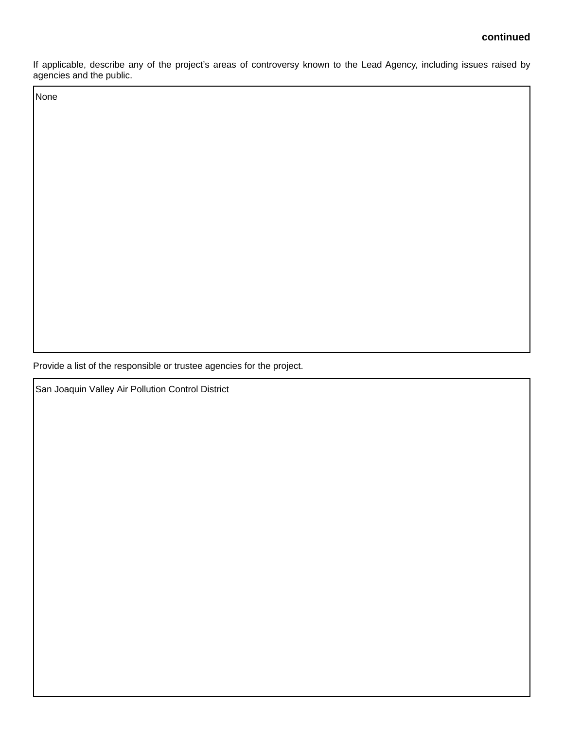**continued**

If applicable, describe any of the project's areas of controversy known to the Lead Agency, including issues raised by agencies and the public.

None

Provide a list of the responsible or trustee agencies for the project.

San Joaquin Valley Air Pollution Control District